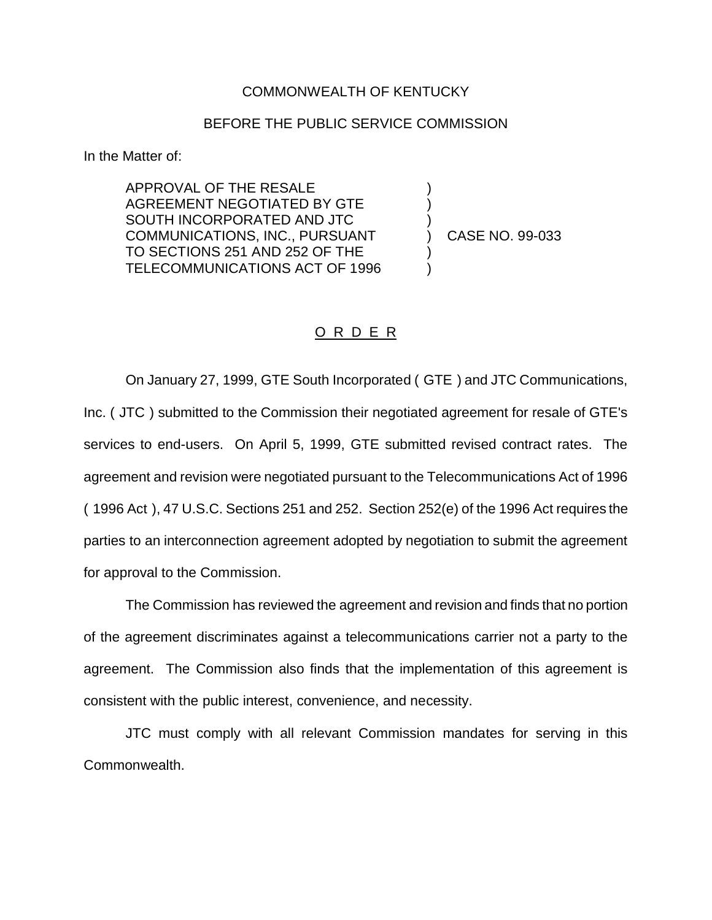COMMONWEALTH OF KENTUCKY

BEFORE THE PUBLIC SERVICE COMMISSION

In the Matter of:

| | | |
|---|---|---|
| APPROVAL OF THE RESALE AGREEMENT NEGOTIATED BY GTE SOUTH INCORPORATED AND JTC COMMUNICATIONS, INC., PURSUANT TO SECTIONS 251 AND 252 OF THE TELECOMMUNICATIONS ACT OF 1996 | ) | CASE NO. 99-033 |

## O R D E R

On January 27, 1999, GTE South Incorporated ( GTE ) and JTC Communications, Inc. ( JTC ) submitted to the Commission their negotiated agreement for resale of GTE's services to end-users. On April 5, 1999, GTE submitted revised contract rates. The agreement and revision were negotiated pursuant to the Telecommunications Act of 1996 ( 1996 Act ), 47 U.S.C. Sections 251 and 252. Section 252(e) of the 1996 Act requires the parties to an interconnection agreement adopted by negotiation to submit the agreement for approval to the Commission.

The Commission has reviewed the agreement and revision and finds that no portion of the agreement discriminates against a telecommunications carrier not a party to the agreement. The Commission also finds that the implementation of this agreement is consistent with the public interest, convenience, and necessity.

JTC must comply with all relevant Commission mandates for serving in this Commonwealth.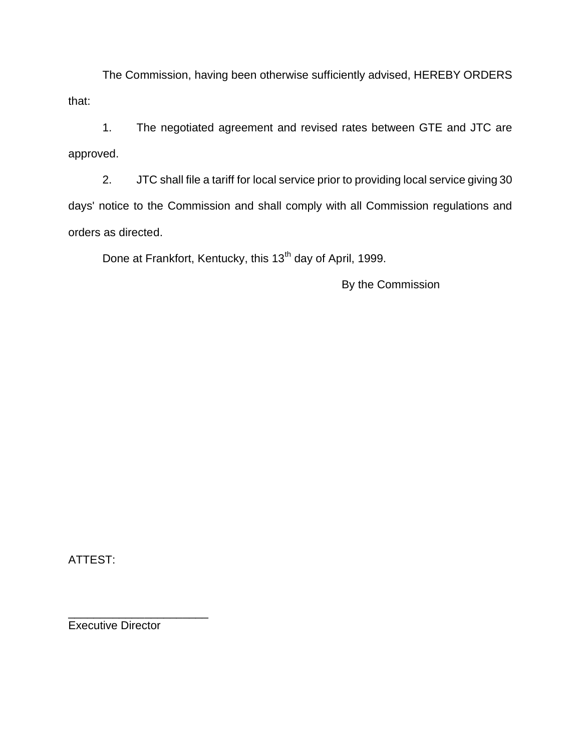The Commission, having been otherwise sufficiently advised, HEREBY ORDERS that:

1. The negotiated agreement and revised rates between GTE and JTC are approved.

2. JTC shall file a tariff for local service prior to providing local service giving 30 days' notice to the Commission and shall comply with all Commission regulations and orders as directed.

Done at Frankfort, Kentucky, this 13th day of April, 1999.

By the Commission

ATTEST:

______________________
Executive Director